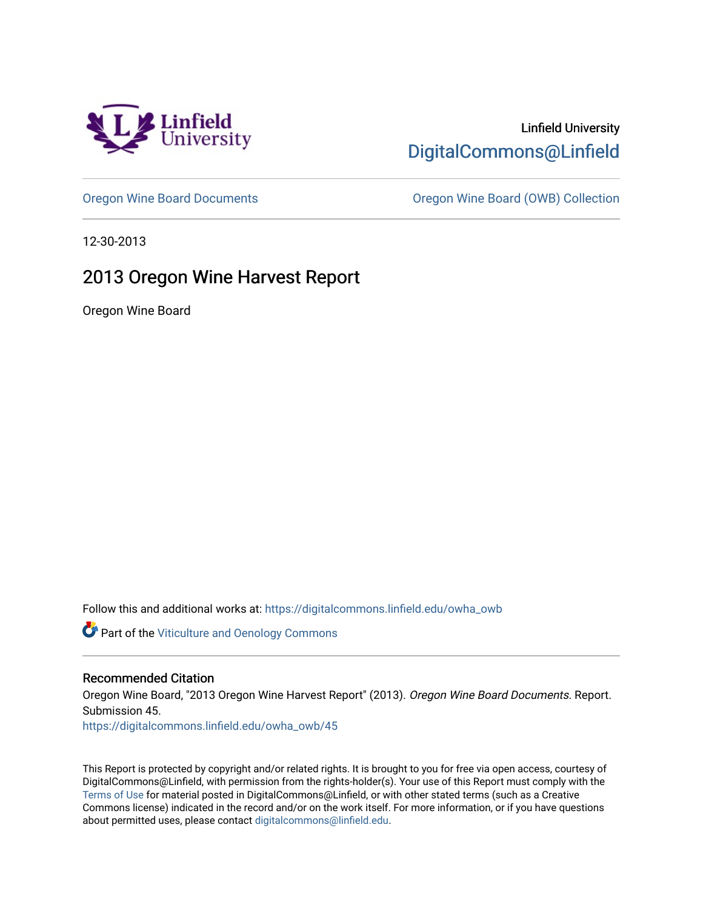Linfield University
DigitalCommons@Linfield

Oregon Wine Board Documents | Oregon Wine Board (OWB) Collection

12-30-2013

# 2013 Oregon Wine Harvest Report

Oregon Wine Board

Follow this and additional works at: https://digitalcommons.linfield.edu/owha_owb

Part of the Viticulture and Oenology Commons

## Recommended Citation

Oregon Wine Board, "2013 Oregon Wine Harvest Report" (2013). *Oregon Wine Board Documents.* Report. Submission 45.
https://digitalcommons.linfield.edu/owha_owb/45

This Report is protected by copyright and/or related rights. It is brought to you for free via open access, courtesy of DigitalCommons@Linfield, with permission from the rights-holder(s). Your use of this Report must comply with the Terms of Use for material posted in DigitalCommons@Linfield, or with other stated terms (such as a Creative Commons license) indicated in the record and/or on the work itself. For more information, or if you have questions about permitted uses, please contact digitalcommons@linfield.edu.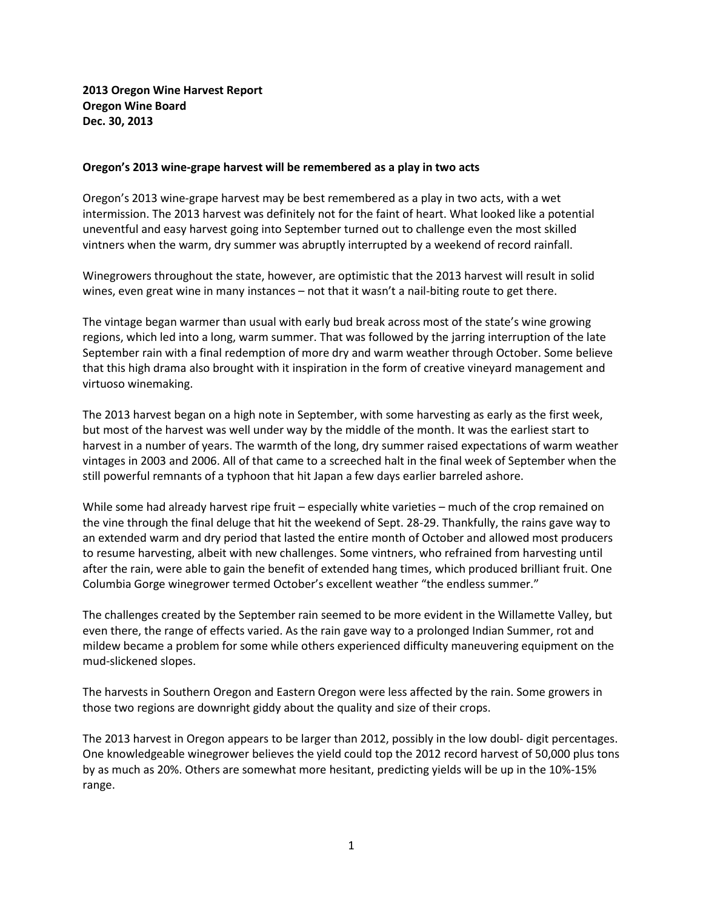**2013 Oregon Wine Harvest Report**
**Oregon Wine Board**
**Dec. 30, 2013**

**Oregon's 2013 wine-grape harvest will be remembered as a play in two acts**

Oregon's 2013 wine-grape harvest may be best remembered as a play in two acts, with a wet intermission. The 2013 harvest was definitely not for the faint of heart. What looked like a potential uneventful and easy harvest going into September turned out to challenge even the most skilled vintners when the warm, dry summer was abruptly interrupted by a weekend of record rainfall.

Winegrowers throughout the state, however, are optimistic that the 2013 harvest will result in solid wines, even great wine in many instances – not that it wasn't a nail-biting route to get there.

The vintage began warmer than usual with early bud break across most of the state's wine growing regions, which led into a long, warm summer. That was followed by the jarring interruption of the late September rain with a final redemption of more dry and warm weather through October. Some believe that this high drama also brought with it inspiration in the form of creative vineyard management and virtuoso winemaking.

The 2013 harvest began on a high note in September, with some harvesting as early as the first week, but most of the harvest was well under way by the middle of the month. It was the earliest start to harvest in a number of years. The warmth of the long, dry summer raised expectations of warm weather vintages in 2003 and 2006. All of that came to a screeched halt in the final week of September when the still powerful remnants of a typhoon that hit Japan a few days earlier barreled ashore.

While some had already harvest ripe fruit – especially white varieties – much of the crop remained on the vine through the final deluge that hit the weekend of Sept. 28-29. Thankfully, the rains gave way to an extended warm and dry period that lasted the entire month of October and allowed most producers to resume harvesting, albeit with new challenges. Some vintners, who refrained from harvesting until after the rain, were able to gain the benefit of extended hang times, which produced brilliant fruit. One Columbia Gorge winegrower termed October's excellent weather "the endless summer."

The challenges created by the September rain seemed to be more evident in the Willamette Valley, but even there, the range of effects varied. As the rain gave way to a prolonged Indian Summer, rot and mildew became a problem for some while others experienced difficulty maneuvering equipment on the mud-slickened slopes.

The harvests in Southern Oregon and Eastern Oregon were less affected by the rain. Some growers in those two regions are downright giddy about the quality and size of their crops.

The 2013 harvest in Oregon appears to be larger than 2012, possibly in the low doubl- digit percentages. One knowledgeable winegrower believes the yield could top the 2012 record harvest of 50,000 plus tons by as much as 20%. Others are somewhat more hesitant, predicting yields will be up in the 10%-15% range.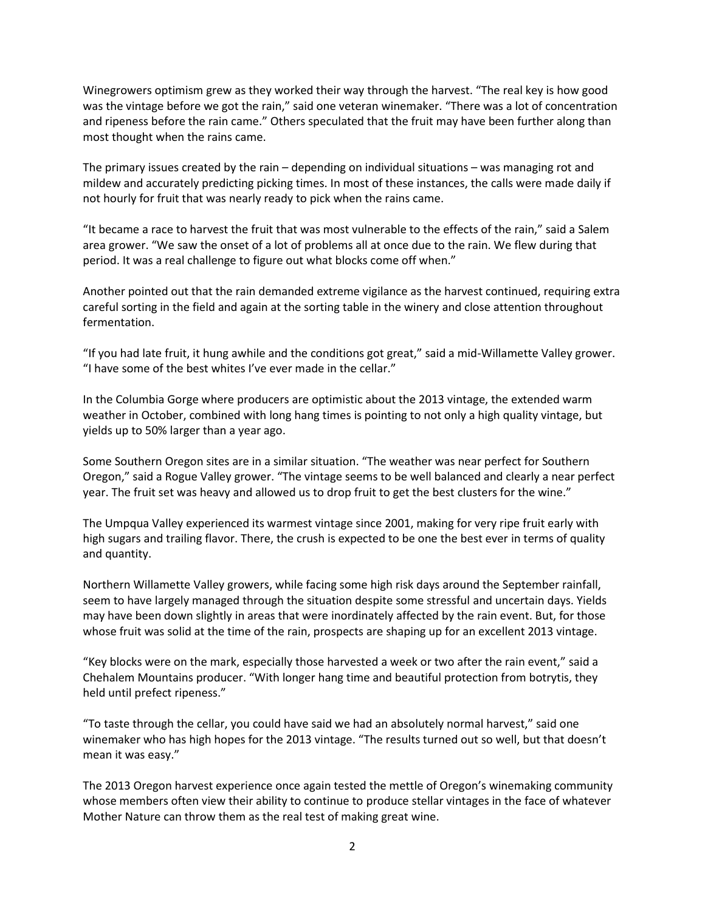Winegrowers optimism grew as they worked their way through the harvest. "The real key is how good was the vintage before we got the rain," said one veteran winemaker. "There was a lot of concentration and ripeness before the rain came." Others speculated that the fruit may have been further along than most thought when the rains came.

The primary issues created by the rain – depending on individual situations – was managing rot and mildew and accurately predicting picking times. In most of these instances, the calls were made daily if not hourly for fruit that was nearly ready to pick when the rains came.

"It became a race to harvest the fruit that was most vulnerable to the effects of the rain," said a Salem area grower. "We saw the onset of a lot of problems all at once due to the rain. We flew during that period. It was a real challenge to figure out what blocks come off when."

Another pointed out that the rain demanded extreme vigilance as the harvest continued, requiring extra careful sorting in the field and again at the sorting table in the winery and close attention throughout fermentation.

"If you had late fruit, it hung awhile and the conditions got great," said a mid-Willamette Valley grower. "I have some of the best whites I've ever made in the cellar."

In the Columbia Gorge where producers are optimistic about the 2013 vintage, the extended warm weather in October, combined with long hang times is pointing to not only a high quality vintage, but yields up to 50% larger than a year ago.

Some Southern Oregon sites are in a similar situation. "The weather was near perfect for Southern Oregon," said a Rogue Valley grower. "The vintage seems to be well balanced and clearly a near perfect year. The fruit set was heavy and allowed us to drop fruit to get the best clusters for the wine."

The Umpqua Valley experienced its warmest vintage since 2001, making for very ripe fruit early with high sugars and trailing flavor. There, the crush is expected to be one the best ever in terms of quality and quantity.

Northern Willamette Valley growers, while facing some high risk days around the September rainfall, seem to have largely managed through the situation despite some stressful and uncertain days. Yields may have been down slightly in areas that were inordinately affected by the rain event. But, for those whose fruit was solid at the time of the rain, prospects are shaping up for an excellent 2013 vintage.

"Key blocks were on the mark, especially those harvested a week or two after the rain event," said a Chehalem Mountains producer. "With longer hang time and beautiful protection from botrytis, they held until prefect ripeness."

"To taste through the cellar, you could have said we had an absolutely normal harvest," said one winemaker who has high hopes for the 2013 vintage. "The results turned out so well, but that doesn't mean it was easy."

The 2013 Oregon harvest experience once again tested the mettle of Oregon's winemaking community whose members often view their ability to continue to produce stellar vintages in the face of whatever Mother Nature can throw them as the real test of making great wine.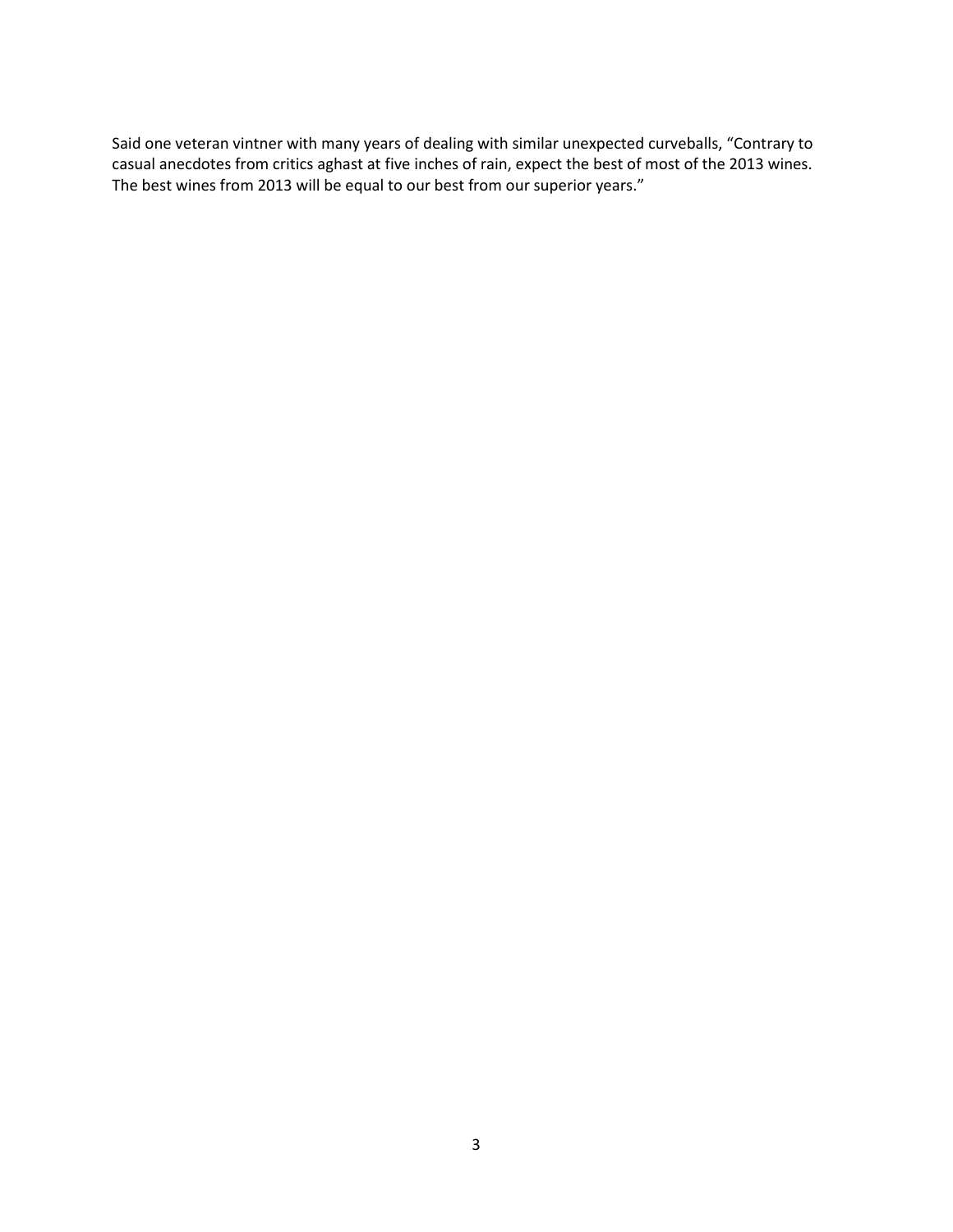Said one veteran vintner with many years of dealing with similar unexpected curveballs, "Contrary to casual anecdotes from critics aghast at five inches of rain, expect the best of most of the 2013 wines. The best wines from 2013 will be equal to our best from our superior years."